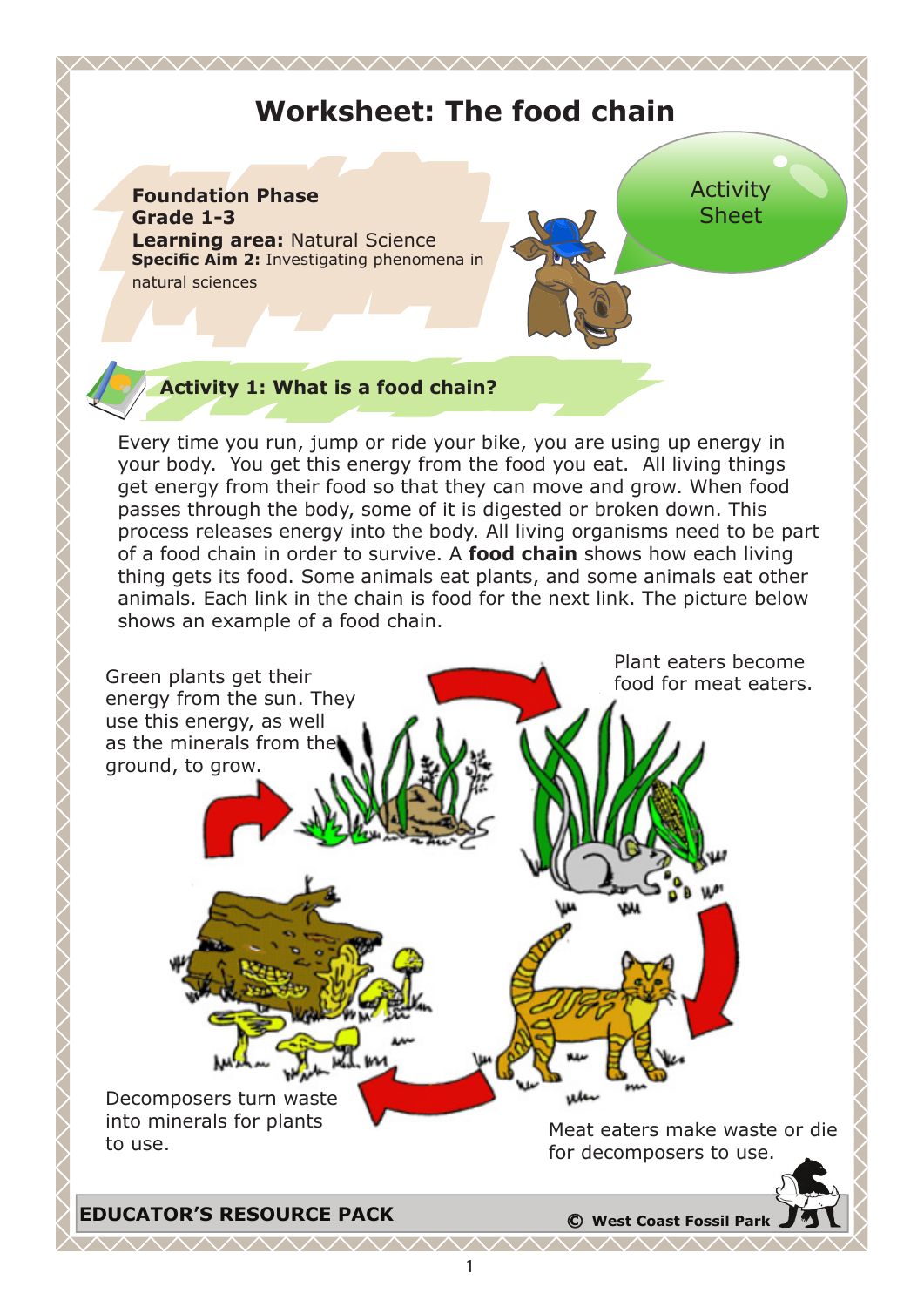# Worksheet: The food chain

**Foundation Phase**
**Grade 1-3**
**Learning area:** Natural Science
**Specific Aim 2:** Investigating phenomena in natural sciences

Activity Sheet

## Activity 1: What is a food chain?

Every time you run, jump or ride your bike, you are using up energy in your body. You get this energy from the food you eat. All living things get energy from their food so that they can move and grow. When food passes through the body, some of it is digested or broken down. This process releases energy into the body. All living organisms need to be part of a food chain in order to survive. A **food chain** shows how each living thing gets its food. Some animals eat plants, and some animals eat other animals. Each link in the chain is food for the next link. The picture below shows an example of a food chain.

Green plants get their energy from the sun. They use this energy, as well as the minerals from the ground, to grow.

Plant eaters become food for meat eaters.

Meat eaters make waste or die for decomposers to use.

Decomposers turn waste into minerals for plants to use.

**EDUCATOR'S RESOURCE PACK** © West Coast Fossil Park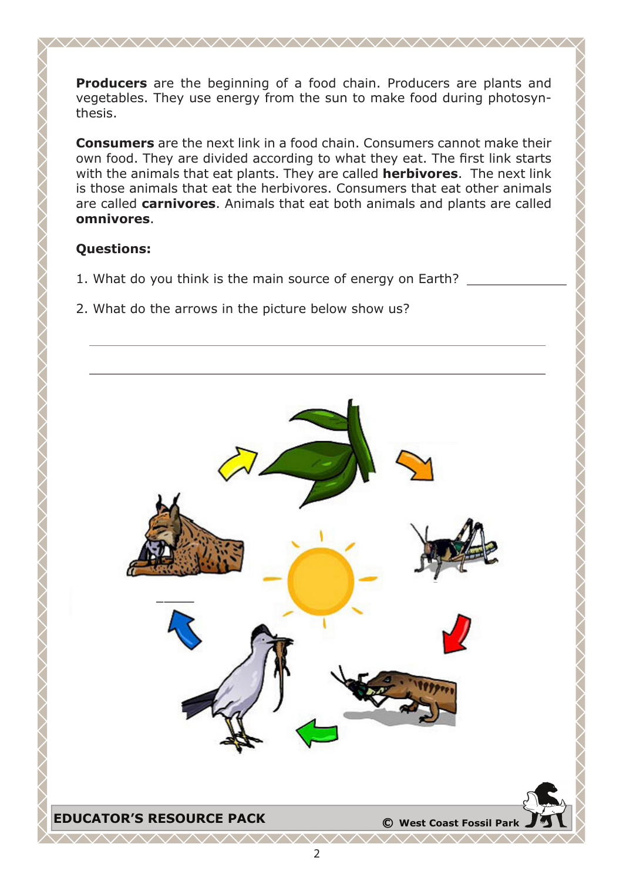**Producers** are the beginning of a food chain. Producers are plants and vegetables. They use energy from the sun to make food during photosynthesis.

**Consumers** are the next link in a food chain. Consumers cannot make their own food. They are divided according to what they eat. The first link starts with the animals that eat plants. They are called **herbivores**. The next link is those animals that eat the herbivores. Consumers that eat other animals are called **carnivores**. Animals that eat both animals and plants are called **omnivores**.

**Questions:**

1. What do you think is the main source of energy on Earth? ______________

2. What do the arrows in the picture below show us?

______________________________________________________________

______________________________________________________________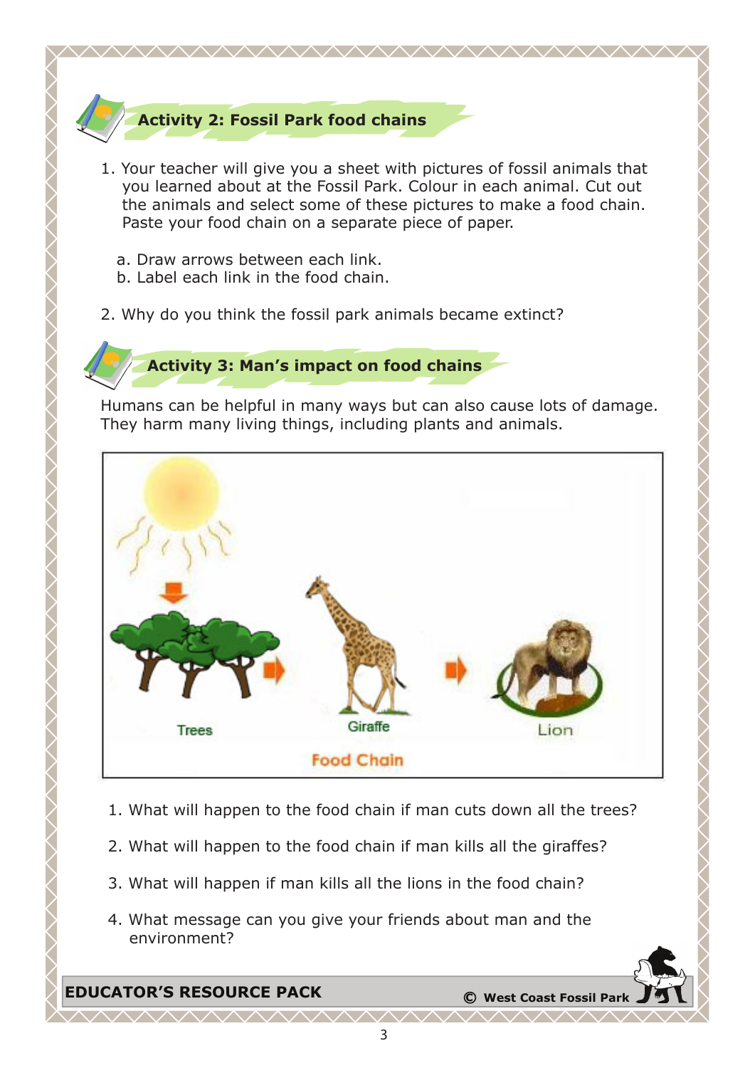## Activity 2: Fossil Park food chains

1. Your teacher will give you a sheet with pictures of fossil animals that you learned about at the Fossil Park. Colour in each animal. Cut out the animals and select some of these pictures to make a food chain. Paste your food chain on a separate piece of paper.

   a. Draw arrows between each link.
   b. Label each link in the food chain.

2. Why do you think the fossil park animals became extinct?

## Activity 3: Man's impact on food chains

Humans can be helpful in many ways but can also cause lots of damage. They harm many living things, including plants and animals.

Trees → Giraffe → Lion

Food Chain

1. What will happen to the food chain if man cuts down all the trees?
2. What will happen to the food chain if man kills all the giraffes?
3. What will happen if man kills all the lions in the food chain?
4. What message can you give your friends about man and the environment?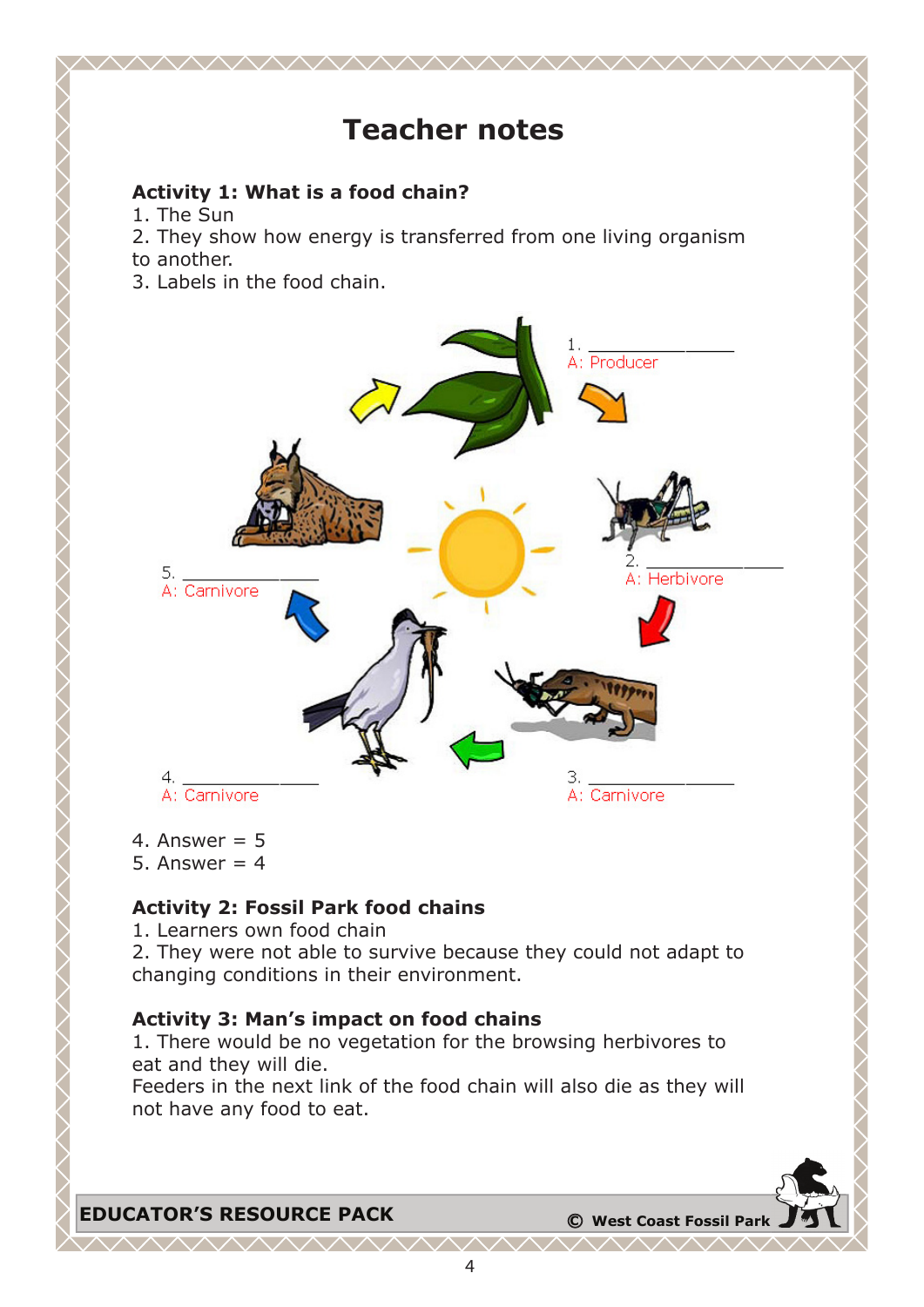# Teacher notes

**Activity 1: What is a food chain?**

1. The Sun
2. They show how energy is transferred from one living organism to another.
3. Labels in the food chain.

1. ______________
A: Producer

2. ______________
A: Herbivore

3. ______________
A: Carnivore

4. ______________
A: Carnivore

5. ______________
A: Carnivore

4. Answer = 5
5. Answer = 4

**Activity 2: Fossil Park food chains**

1. Learners own food chain
2. They were not able to survive because they could not adapt to changing conditions in their environment.

**Activity 3: Man's impact on food chains**

1. There would be no vegetation for the browsing herbivores to eat and they will die.

Feeders in the next link of the food chain will also die as they will not have any food to eat.

**EDUCATOR'S RESOURCE PACK** © **West Coast Fossil Park**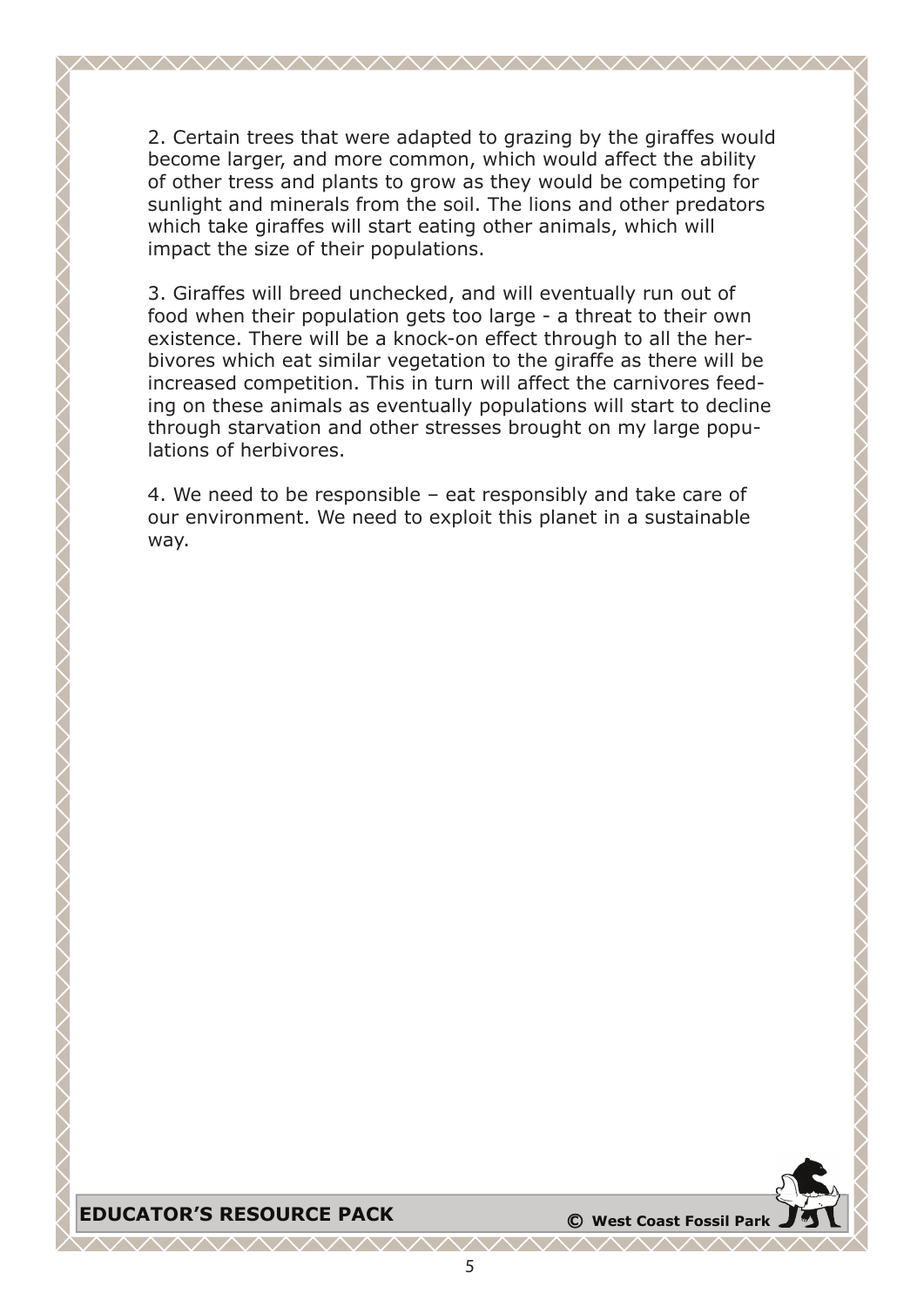2. Certain trees that were adapted to grazing by the giraffes would become larger, and more common, which would affect the ability of other tress and plants to grow as they would be competing for sunlight and minerals from the soil. The lions and other predators which take giraffes will start eating other animals, which will impact the size of their populations.

3. Giraffes will breed unchecked, and will eventually run out of food when their population gets too large - a threat to their own existence. There will be a knock-on effect through to all the herbivores which eat similar vegetation to the giraffe as there will be increased competition. This in turn will affect the carnivores feeding on these animals as eventually populations will start to decline through starvation and other stresses brought on my large populations of herbivores.

4. We need to be responsible – eat responsibly and take care of our environment. We need to exploit this planet in a sustainable way.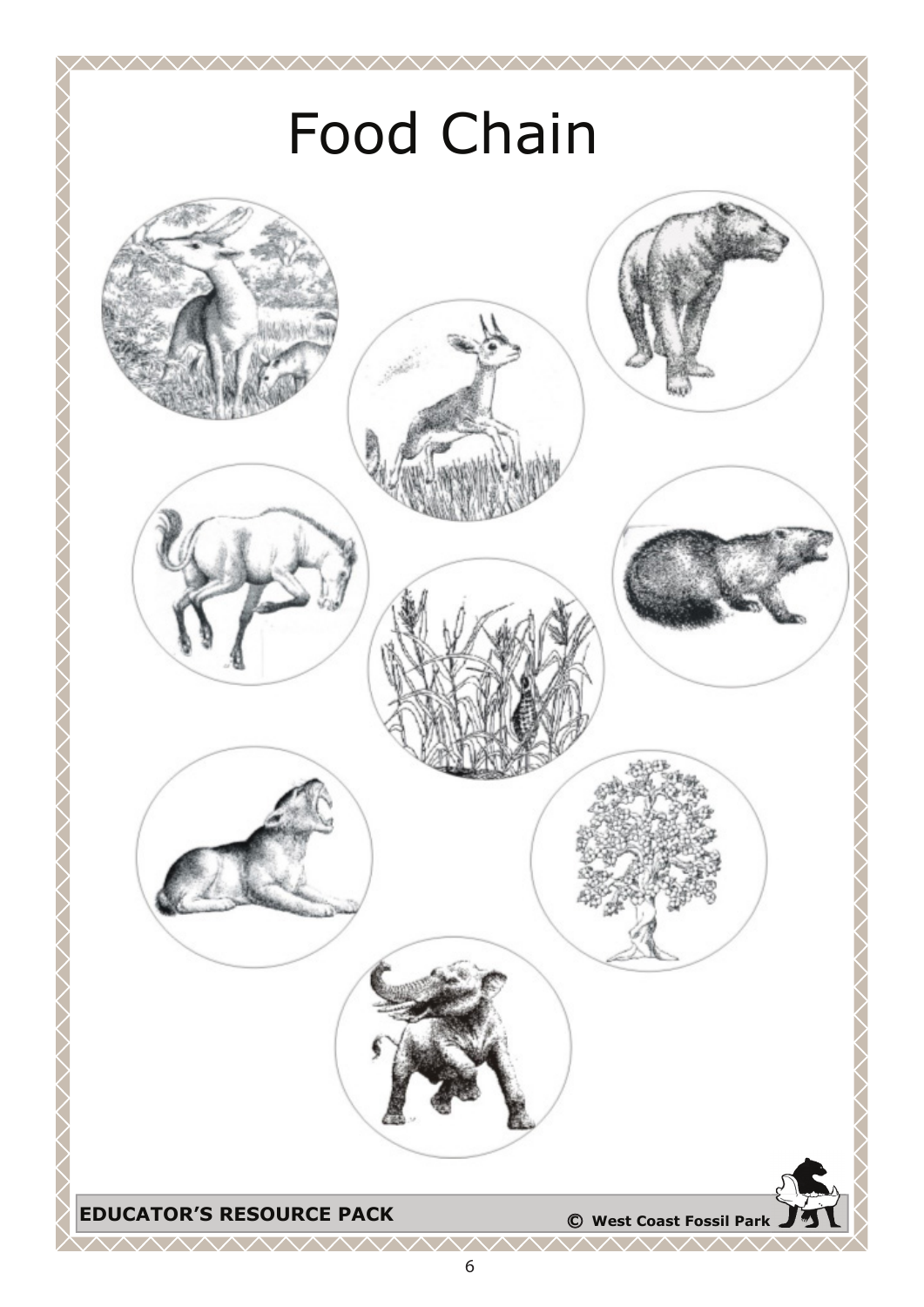# Food Chain